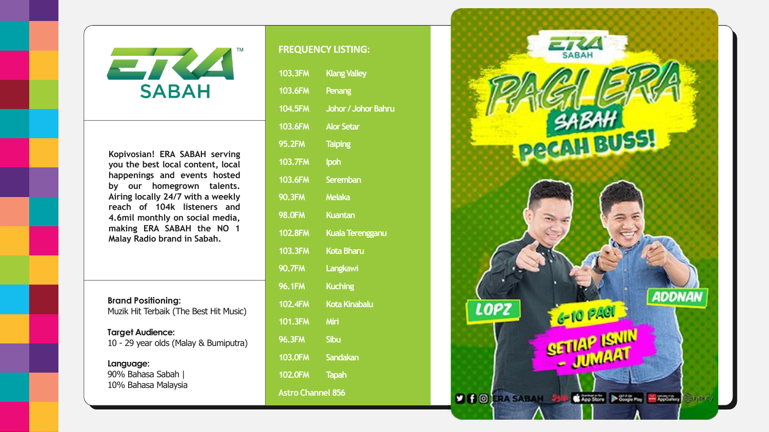# ERA SABAH

Kopivosian! ERA SABAH serving you the best local content, local happenings and events hosted by our homegrown talents. Airing locally 24/7 with a weekly reach of 104k listeners and 4.6mil monthly on social media, making ERA SABAH the NO 1 Malay Radio brand in Sabah.

**Brand Positioning:**
Muzik Hit Terbaik (The Best Hit Music)

**Target Audience:**
10 - 29 year olds (Malay & Bumiputra)

**Language:**
90% Bahasa Sabah |
10% Bahasa Malaysia

## FREQUENCY LISTING:

| Frequency | Location |
|---|---|
| 103.3FM | Klang Valley |
| 103.6FM | Penang |
| 104.5FM | Johor / Johor Bahru |
| 103.6FM | Alor Setar |
| 95.2FM | Taiping |
| 103.7FM | Ipoh |
| 103.6FM | Seremban |
| 90.3FM | Melaka |
| 98.0FM | Kuantan |
| 102.8FM | Kuala Terengganu |
| 103.3FM | Kota Bharu |
| 90.7FM | Langkawi |
| 96.1FM | Kuching |
| 102.4FM | Kota Kinabalu |
| 101.3FM | Miri |
| 96.3FM | Sibu |
| 103.0FM | Sandakan |
| 102.0FM | Tapah |

Astro Channel 856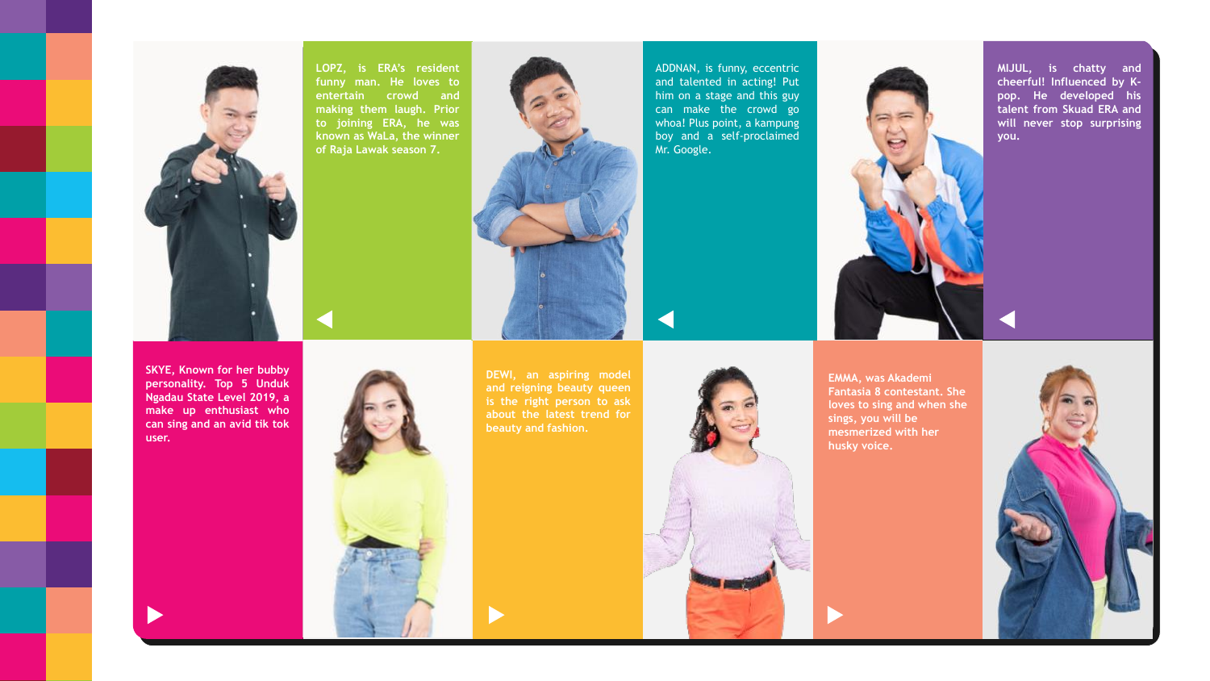LOPZ, is ERA's resident funny man. He loves to entertain crowd and making them laugh. Prior to joining ERA, he was known as WaLa, the winner of Raja Lawak season 7.

ADDNAN, is funny, eccentric and talented in acting! Put him on a stage and this guy can make the crowd go whoa! Plus point, a kampung boy and a self-proclaimed Mr. Google.

MIJUL, is chatty and cheerful! Influenced by K-pop. He developed his talent from Skuad ERA and will never stop surprising you.

SKYE, Known for her bubby personality. Top 5 Unduk Ngadau State Level 2019, a make up enthusiast who can sing and an avid tik tok user.

DEWI, an aspiring model and reigning beauty queen is the right person to ask about the latest trend for beauty and fashion.

EMMA, was Akademi Fantasia 8 contestant. She loves to sing and when she sings, you will be mesmerized with her husky voice.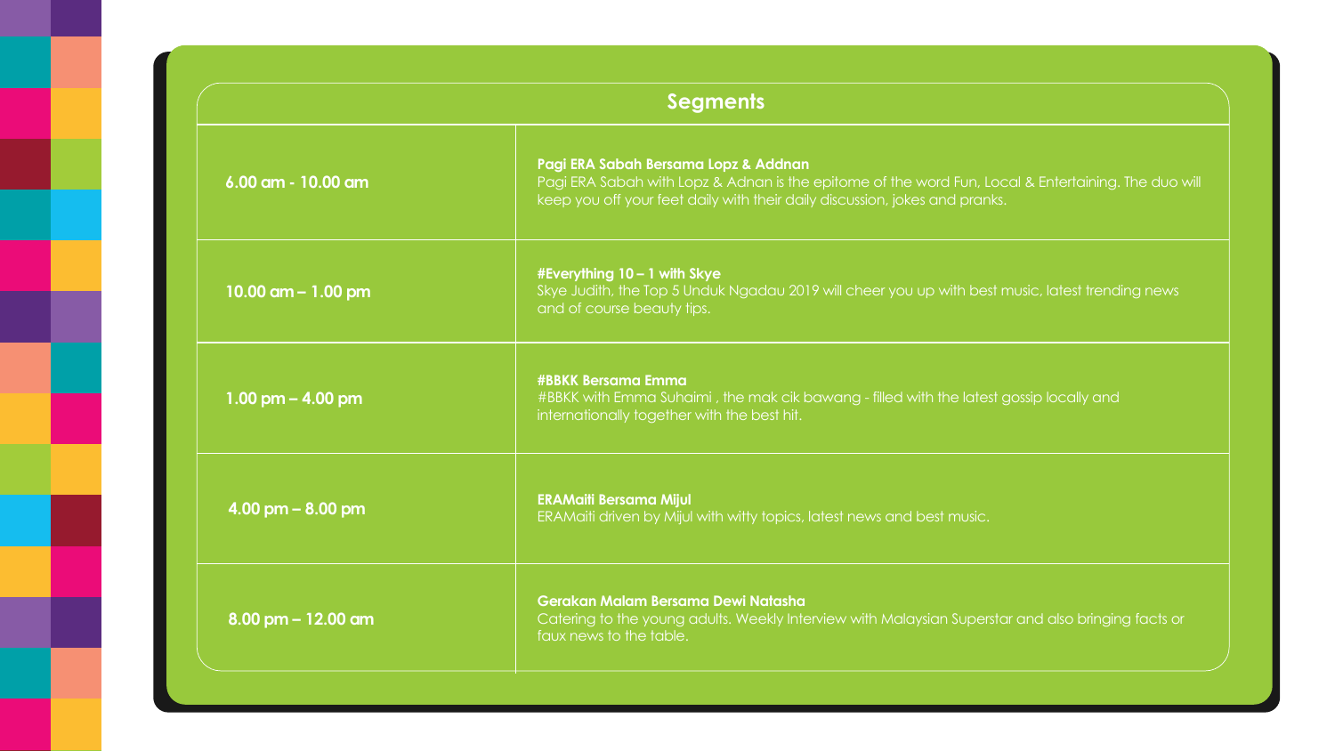| Segments | |
|---|---|
| 6.00 am - 10.00 am | **Pagi ERA Sabah Bersama Lopz & Addnan**<br>Pagi ERA Sabah with Lopz & Adnan is the epitome of the word Fun, Local & Entertaining. The duo will keep you off your feet daily with their daily discussion, jokes and pranks. |
| 10.00 am – 1.00 pm | **#Everything 10 – 1 with Skye**<br>Skye Judith, the Top 5 Unduk Ngadau 2019 will cheer you up with best music, latest trending news and of course beauty tips. |
| 1.00 pm – 4.00 pm | **#BBKK Bersama Emma**<br>#BBKK with Emma Suhaimi , the mak cik bawang - filled with the latest gossip locally and internationally together with the best hit. |
| 4.00 pm – 8.00 pm | **ERAMaiti Bersama Mijul**<br>ERAMaiti driven by Mijul with witty topics, latest news and best music. |
| 8.00 pm – 12.00 am | **Gerakan Malam Bersama Dewi Natasha**<br>Catering to the young adults. Weekly Interview with Malaysian Superstar and also bringing facts or faux news to the table. |